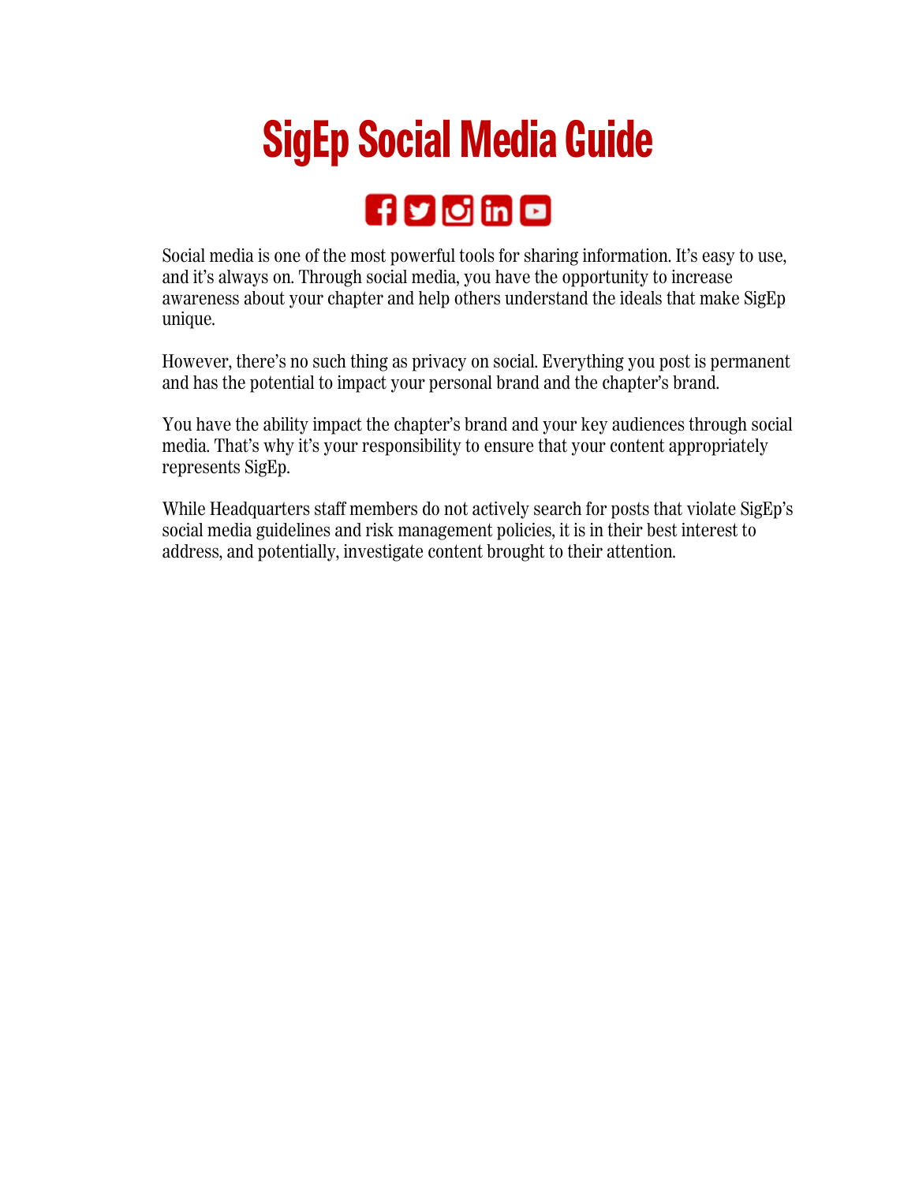# SigEp Social Media Guide

Social media is one of the most powerful tools for sharing information. It's easy to use, and it's always on. Through social media, you have the opportunity to increase awareness about your chapter and help others understand the ideals that make SigEp unique.

However, there's no such thing as privacy on social. Everything you post is permanent and has the potential to impact your personal brand and the chapter's brand.

You have the ability impact the chapter's brand and your key audiences through social media. That's why it's your responsibility to ensure that your content appropriately represents SigEp.

While Headquarters staff members do not actively search for posts that violate SigEp's social media guidelines and risk management policies, it is in their best interest to address, and potentially, investigate content brought to their attention.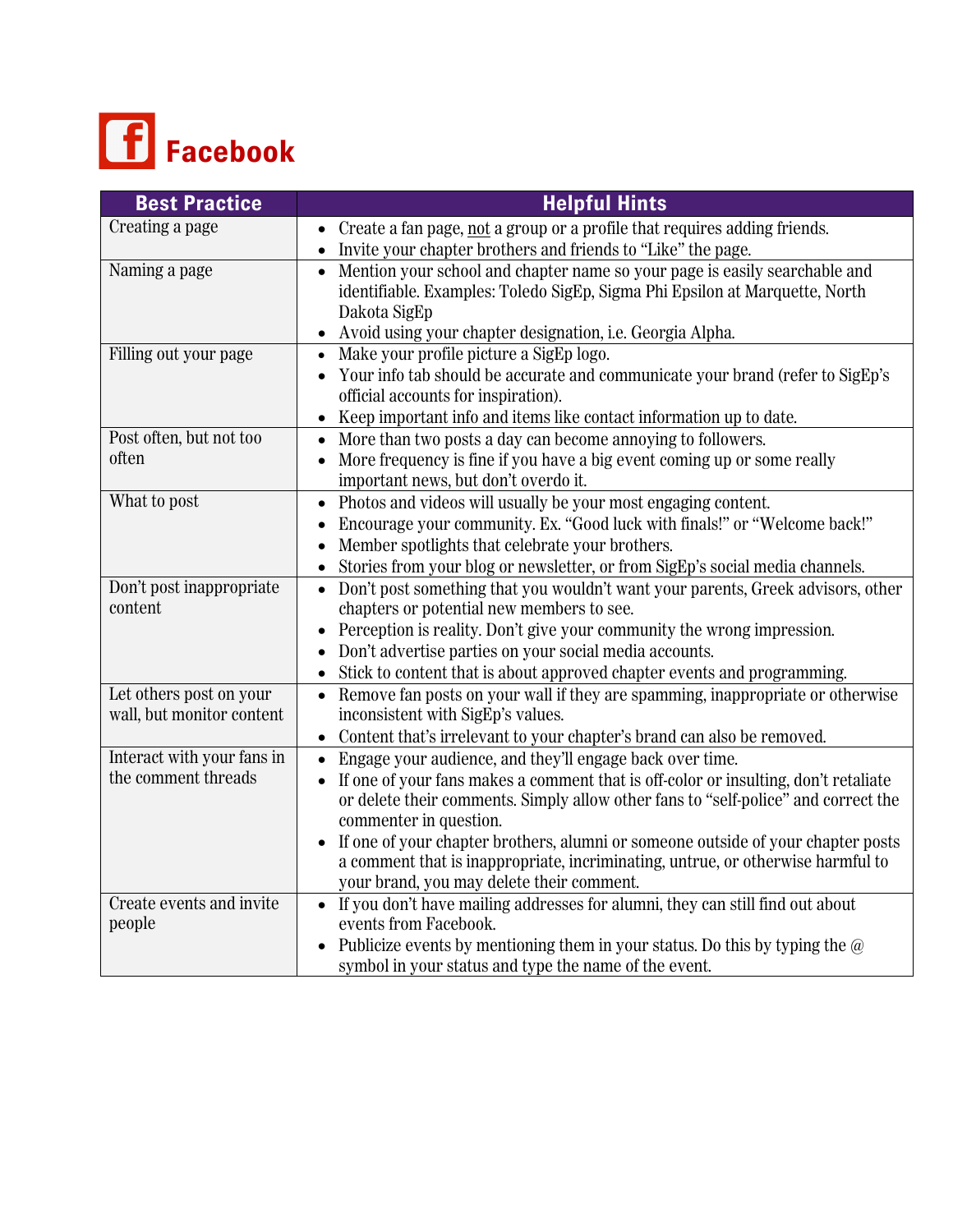# Facebook

| Best Practice | Helpful Hints |
|---|---|
| Creating a page | • Create a fan page, not a group or a profile that requires adding friends.<br>• Invite your chapter brothers and friends to "Like" the page. |
| Naming a page | • Mention your school and chapter name so your page is easily searchable and identifiable. Examples: Toledo SigEp, Sigma Phi Epsilon at Marquette, North Dakota SigEp<br>• Avoid using your chapter designation, i.e. Georgia Alpha. |
| Filling out your page | • Make your profile picture a SigEp logo.<br>• Your info tab should be accurate and communicate your brand (refer to SigEp's official accounts for inspiration).<br>• Keep important info and items like contact information up to date. |
| Post often, but not too often | • More than two posts a day can become annoying to followers.<br>• More frequency is fine if you have a big event coming up or some really important news, but don't overdo it. |
| What to post | • Photos and videos will usually be your most engaging content.<br>• Encourage your community. Ex. "Good luck with finals!" or "Welcome back!"<br>• Member spotlights that celebrate your brothers.<br>• Stories from your blog or newsletter, or from SigEp's social media channels. |
| Don't post inappropriate content | • Don't post something that you wouldn't want your parents, Greek advisors, other chapters or potential new members to see.<br>• Perception is reality. Don't give your community the wrong impression.<br>• Don't advertise parties on your social media accounts.<br>• Stick to content that is about approved chapter events and programming. |
| Let others post on your wall, but monitor content | • Remove fan posts on your wall if they are spamming, inappropriate or otherwise inconsistent with SigEp's values.<br>• Content that's irrelevant to your chapter's brand can also be removed. |
| Interact with your fans in the comment threads | • Engage your audience, and they'll engage back over time.<br>• If one of your fans makes a comment that is off-color or insulting, don't retaliate or delete their comments. Simply allow other fans to "self-police" and correct the commenter in question.<br>• If one of your chapter brothers, alumni or someone outside of your chapter posts a comment that is inappropriate, incriminating, untrue, or otherwise harmful to your brand, you may delete their comment. |
| Create events and invite people | • If you don't have mailing addresses for alumni, they can still find out about events from Facebook.<br>• Publicize events by mentioning them in your status. Do this by typing the @ symbol in your status and type the name of the event. |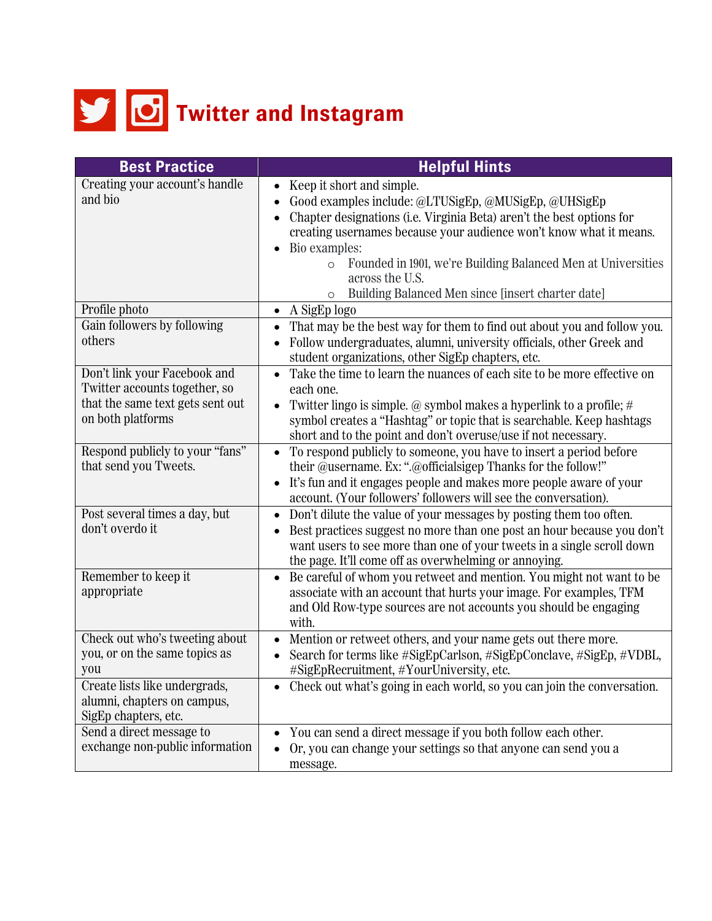# Twitter and Instagram

| Best Practice | Helpful Hints |
|---|---|
| Creating your account's handle and bio | • Keep it short and simple.<br>• Good examples include: @LTUSigEp, @MUSigEp, @UHSigEp<br>• Chapter designations (i.e. Virginia Beta) aren't the best options for creating usernames because your audience won't know what it means.<br>• Bio examples:<br>  ○ Founded in 1901, we're Building Balanced Men at Universities across the U.S.<br>  ○ Building Balanced Men since [insert charter date] |
| Profile photo | • A SigEp logo |
| Gain followers by following others | • That may be the best way for them to find out about you and follow you.<br>• Follow undergraduates, alumni, university officials, other Greek and student organizations, other SigEp chapters, etc. |
| Don't link your Facebook and Twitter accounts together, so that the same text gets sent out on both platforms | • Take the time to learn the nuances of each site to be more effective on each one.<br>• Twitter lingo is simple. @ symbol makes a hyperlink to a profile; # symbol creates a "Hashtag" or topic that is searchable. Keep hashtags short and to the point and don't overuse/use if not necessary. |
| Respond publicly to your "fans" that send you Tweets. | • To respond publicly to someone, you have to insert a period before their @username. Ex: ".@officialsigep Thanks for the follow!"<br>• It's fun and it engages people and makes more people aware of your account. (Your followers' followers will see the conversation). |
| Post several times a day, but don't overdo it | • Don't dilute the value of your messages by posting them too often.<br>• Best practices suggest no more than one post an hour because you don't want users to see more than one of your tweets in a single scroll down the page. It'll come off as overwhelming or annoying. |
| Remember to keep it appropriate | • Be careful of whom you retweet and mention. You might not want to be associate with an account that hurts your image. For examples, TFM and Old Row-type sources are not accounts you should be engaging with. |
| Check out who's tweeting about you, or on the same topics as you | • Mention or retweet others, and your name gets out there more.<br>• Search for terms like #SigEpCarlson, #SigEpConclave, #SigEp, #VDBL, #SigEpRecruitment, #YourUniversity, etc. |
| Create lists like undergrads, alumni, chapters on campus, SigEp chapters, etc. | • Check out what's going in each world, so you can join the conversation. |
| Send a direct message to exchange non-public information | • You can send a direct message if you both follow each other.<br>• Or, you can change your settings so that anyone can send you a message. |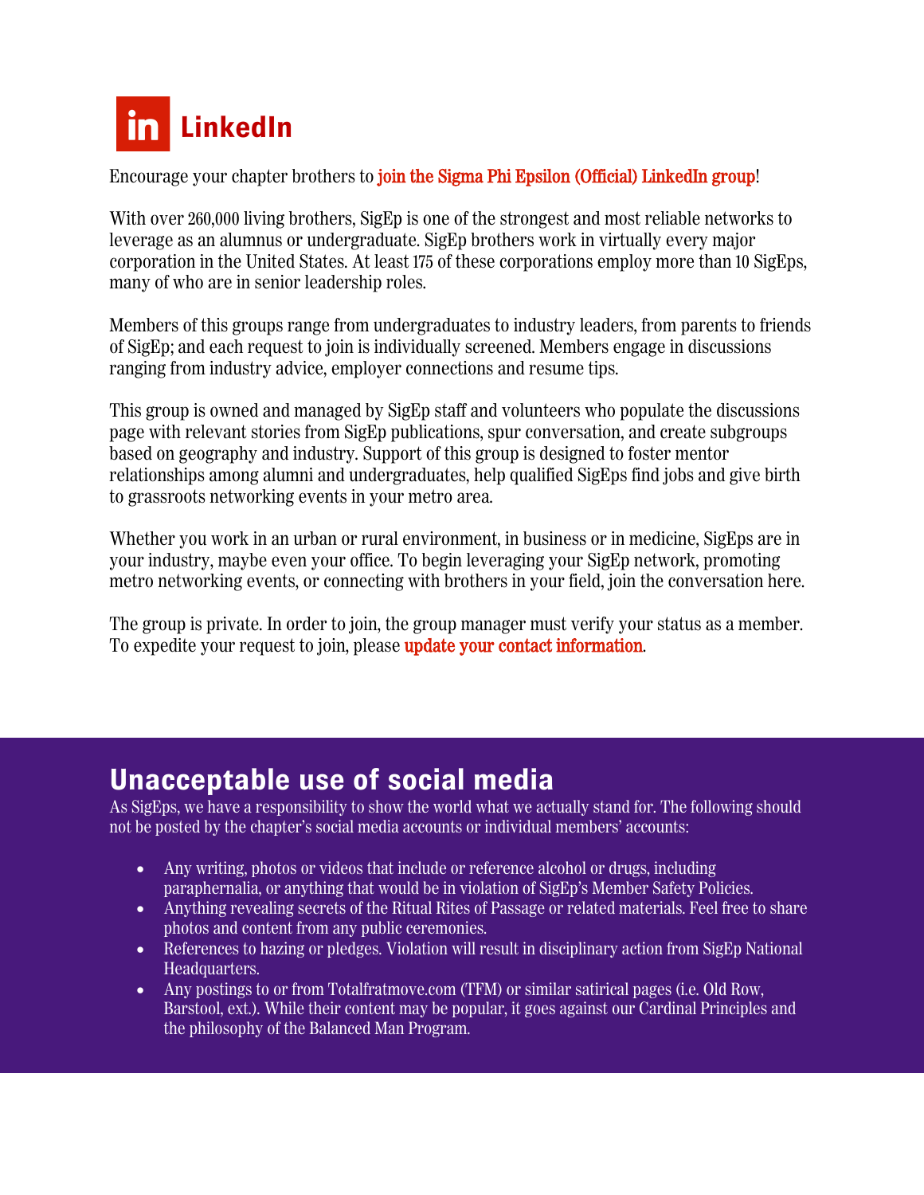## LinkedIn

Encourage your chapter brothers to join the Sigma Phi Epsilon (Official) LinkedIn group!

With over 260,000 living brothers, SigEp is one of the strongest and most reliable networks to leverage as an alumnus or undergraduate. SigEp brothers work in virtually every major corporation in the United States. At least 175 of these corporations employ more than 10 SigEps, many of who are in senior leadership roles.

Members of this groups range from undergraduates to industry leaders, from parents to friends of SigEp; and each request to join is individually screened. Members engage in discussions ranging from industry advice, employer connections and resume tips.

This group is owned and managed by SigEp staff and volunteers who populate the discussions page with relevant stories from SigEp publications, spur conversation, and create subgroups based on geography and industry. Support of this group is designed to foster mentor relationships among alumni and undergraduates, help qualified SigEps find jobs and give birth to grassroots networking events in your metro area.

Whether you work in an urban or rural environment, in business or in medicine, SigEps are in your industry, maybe even your office. To begin leveraging your SigEp network, promoting metro networking events, or connecting with brothers in your field, join the conversation here.

The group is private. In order to join, the group manager must verify your status as a member. To expedite your request to join, please update your contact information.

## Unacceptable use of social media

As SigEps, we have a responsibility to show the world what we actually stand for. The following should not be posted by the chapter's social media accounts or individual members' accounts:

- Any writing, photos or videos that include or reference alcohol or drugs, including paraphernalia, or anything that would be in violation of SigEp's Member Safety Policies.
- Anything revealing secrets of the Ritual Rites of Passage or related materials. Feel free to share photos and content from any public ceremonies.
- References to hazing or pledges. Violation will result in disciplinary action from SigEp National Headquarters.
- Any postings to or from Totalfratmove.com (TFM) or similar satirical pages (i.e. Old Row, Barstool, ext.). While their content may be popular, it goes against our Cardinal Principles and the philosophy of the Balanced Man Program.